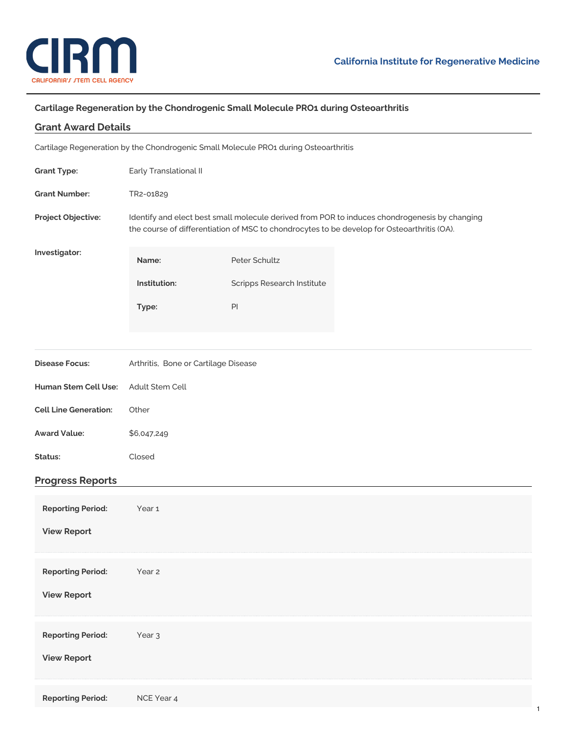California Institute for Regenerative Medicine

# Cartilage Regeneration by the Chondrogenic Small Molecule PRO1 during Osteoarthritis

## Grant Award Details

Cartilage Regeneration by the Chondrogenic Small Molecule PRO1 during Osteoarthritis

**Grant Type:** Early Translational II

**Grant Number:** TR2-01829

**Project Objective:** Identify and elect best small molecule derived from POR to induces chondrogenesis by changing the course of differentiation of MSC to chondrocytes to be develop for Osteoarthritis (OA).

**Investigator:**

| | |
|---|---|
| **Name:** | Peter Schultz |
| **Institution:** | Scripps Research Institute |
| **Type:** | PI |

**Disease Focus:** Arthritis, Bone or Cartilage Disease

**Human Stem Cell Use:** Adult Stem Cell

**Cell Line Generation:** Other

**Award Value:** $6,047,249

**Status:** Closed

## Progress Reports

**Reporting Period:** Year 1

**View Report**

**Reporting Period:** Year 2

**View Report**

**Reporting Period:** Year 3

**View Report**

**Reporting Period:** NCE Year 4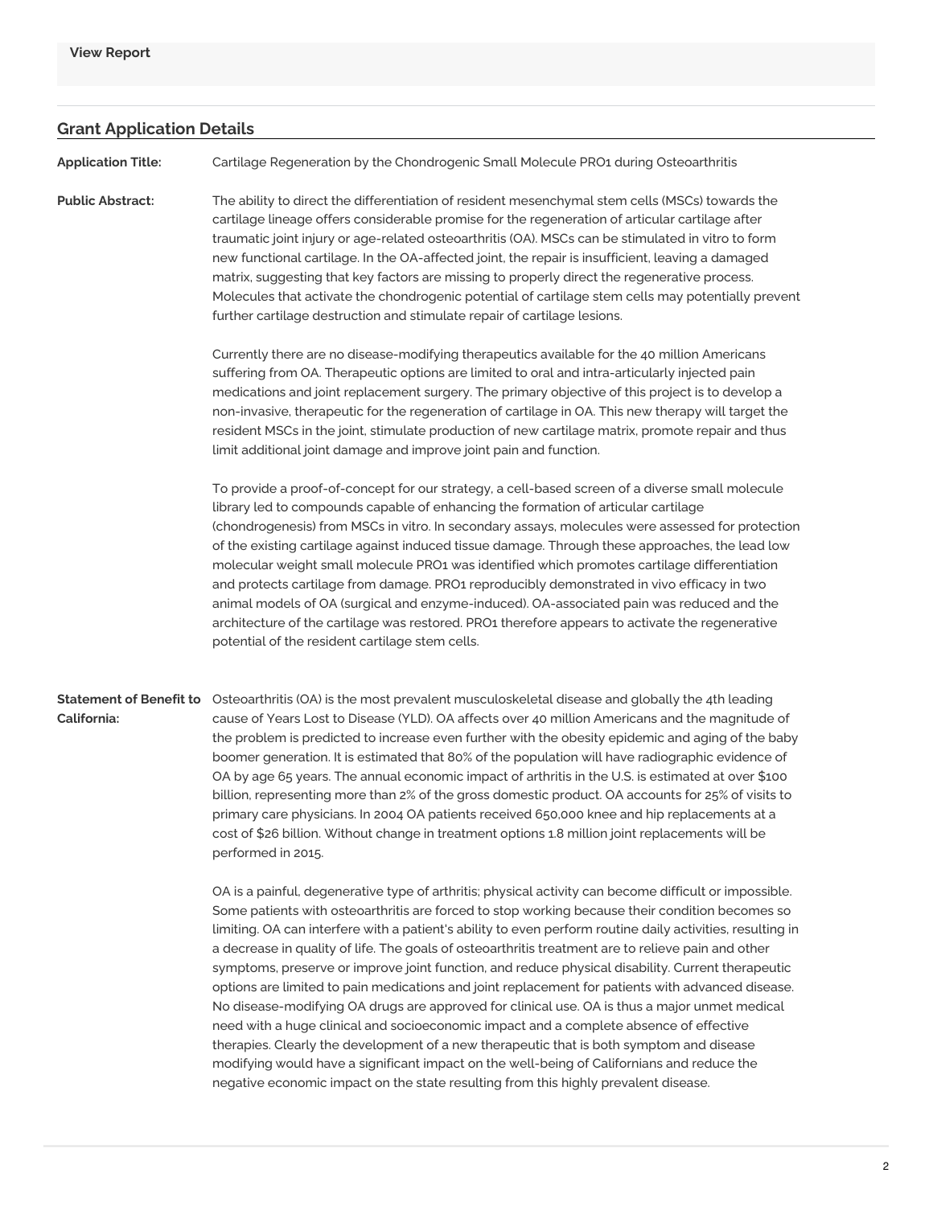**View Report**

## Grant Application Details

**Application Title:** Cartilage Regeneration by the Chondrogenic Small Molecule PRO1 during Osteoarthritis

**Public Abstract:**

The ability to direct the differentiation of resident mesenchymal stem cells (MSCs) towards the cartilage lineage offers considerable promise for the regeneration of articular cartilage after traumatic joint injury or age-related osteoarthritis (OA). MSCs can be stimulated in vitro to form new functional cartilage. In the OA-affected joint, the repair is insufficient, leaving a damaged matrix, suggesting that key factors are missing to properly direct the regenerative process. Molecules that activate the chondrogenic potential of cartilage stem cells may potentially prevent further cartilage destruction and stimulate repair of cartilage lesions.

Currently there are no disease-modifying therapeutics available for the 40 million Americans suffering from OA. Therapeutic options are limited to oral and intra-articularly injected pain medications and joint replacement surgery. The primary objective of this project is to develop a non-invasive, therapeutic for the regeneration of cartilage in OA. This new therapy will target the resident MSCs in the joint, stimulate production of new cartilage matrix, promote repair and thus limit additional joint damage and improve joint pain and function.

To provide a proof-of-concept for our strategy, a cell-based screen of a diverse small molecule library led to compounds capable of enhancing the formation of articular cartilage (chondrogenesis) from MSCs in vitro. In secondary assays, molecules were assessed for protection of the existing cartilage against induced tissue damage. Through these approaches, the lead low molecular weight small molecule PRO1 was identified which promotes cartilage differentiation and protects cartilage from damage. PRO1 reproducibly demonstrated in vivo efficacy in two animal models of OA (surgical and enzyme-induced). OA-associated pain was reduced and the architecture of the cartilage was restored. PRO1 therefore appears to activate the regenerative potential of the resident cartilage stem cells.

**Statement of Benefit to California:**

Osteoarthritis (OA) is the most prevalent musculoskeletal disease and globally the 4th leading cause of Years Lost to Disease (YLD). OA affects over 40 million Americans and the magnitude of the problem is predicted to increase even further with the obesity epidemic and aging of the baby boomer generation. It is estimated that 80% of the population will have radiographic evidence of OA by age 65 years. The annual economic impact of arthritis in the U.S. is estimated at over $100 billion, representing more than 2% of the gross domestic product. OA accounts for 25% of visits to primary care physicians. In 2004 OA patients received 650,000 knee and hip replacements at a cost of $26 billion. Without change in treatment options 1.8 million joint replacements will be performed in 2015.

OA is a painful, degenerative type of arthritis; physical activity can become difficult or impossible. Some patients with osteoarthritis are forced to stop working because their condition becomes so limiting. OA can interfere with a patient's ability to even perform routine daily activities, resulting in a decrease in quality of life. The goals of osteoarthritis treatment are to relieve pain and other symptoms, preserve or improve joint function, and reduce physical disability. Current therapeutic options are limited to pain medications and joint replacement for patients with advanced disease. No disease-modifying OA drugs are approved for clinical use. OA is thus a major unmet medical need with a huge clinical and socioeconomic impact and a complete absence of effective therapies. Clearly the development of a new therapeutic that is both symptom and disease modifying would have a significant impact on the well-being of Californians and reduce the negative economic impact on the state resulting from this highly prevalent disease.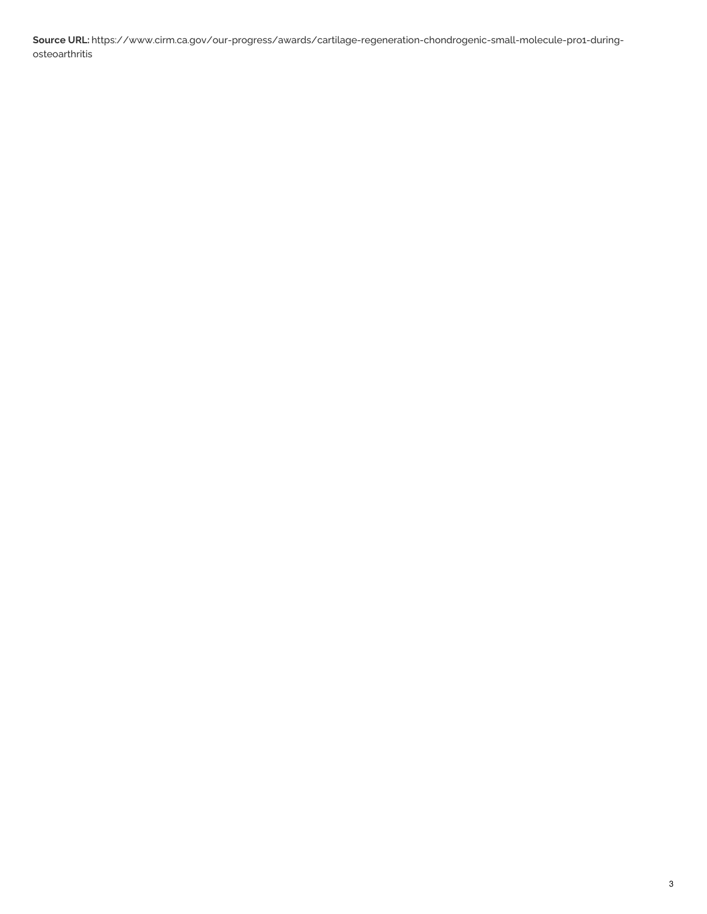**Source URL:** https://www.cirm.ca.gov/our-progress/awards/cartilage-regeneration-chondrogenic-small-molecule-pro1-during-osteoarthritis